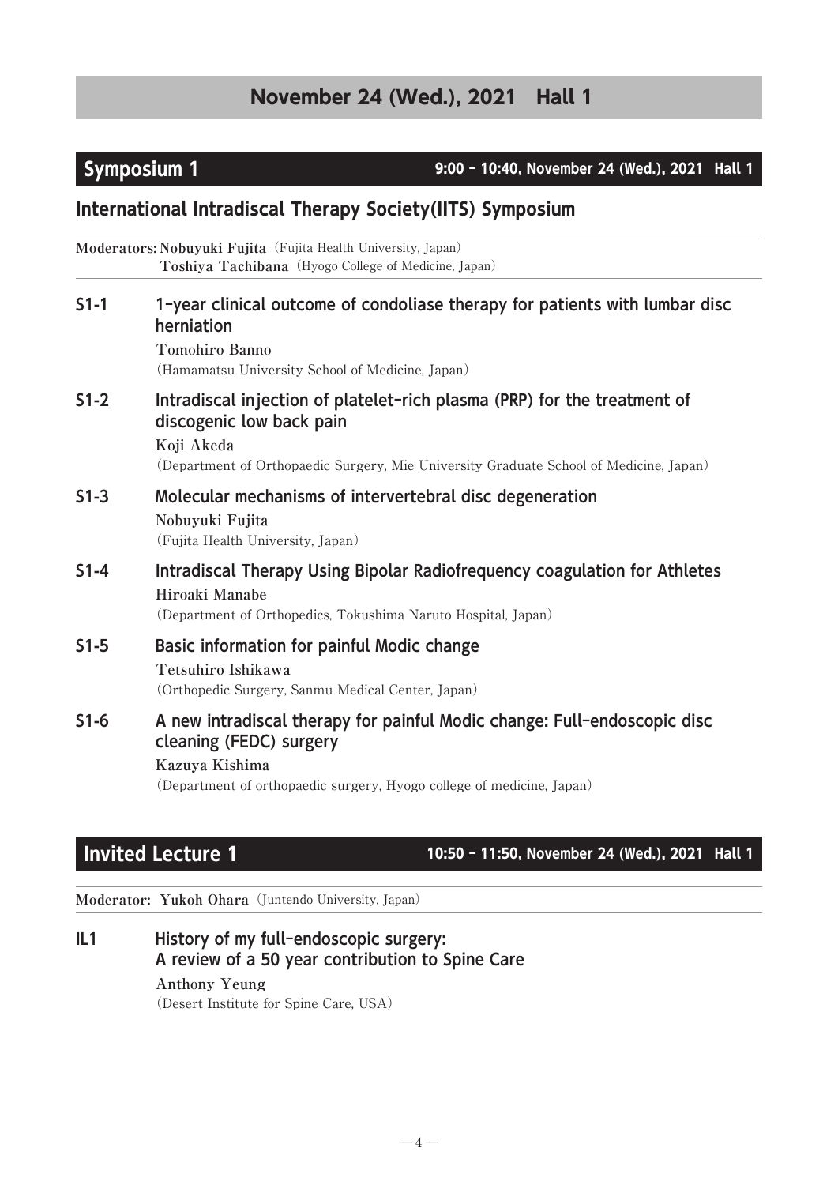# November 24 (Wed.), 2021 Hall 1

## Symposium 1

**9:00 – 10:40, November 24 (Wed.), 2021 Hall 1**

### International Intradiscal Therapy Society(IITS) Symposium

**Moderators: Nobuyuki Fujita** (Fujita Health University, Japan)
**Toshiya Tachibana** (Hyogo College of Medicine, Japan)

**S1-1 1-year clinical outcome of condoliase therapy for patients with lumbar disc herniation**
**Tomohiro Banno**
(Hamamatsu University School of Medicine, Japan)

**S1-2 Intradiscal injection of platelet-rich plasma (PRP) for the treatment of discogenic low back pain**
**Koji Akeda**
(Department of Orthopaedic Surgery, Mie University Graduate School of Medicine, Japan)

**S1-3 Molecular mechanisms of intervertebral disc degeneration**
**Nobuyuki Fujita**
(Fujita Health University, Japan)

**S1-4 Intradiscal Therapy Using Bipolar Radiofrequency coagulation for Athletes**
**Hiroaki Manabe**
(Department of Orthopedics, Tokushima Naruto Hospital, Japan)

**S1-5 Basic information for painful Modic change**
**Tetsuhiro Ishikawa**
(Orthopedic Surgery, Sanmu Medical Center, Japan)

**S1-6 A new intradiscal therapy for painful Modic change: Full-endoscopic disc cleaning (FEDC) surgery**
**Kazuya Kishima**
(Department of orthopaedic surgery, Hyogo college of medicine, Japan)

## Invited Lecture 1

**10:50 – 11:50, November 24 (Wed.), 2021 Hall 1**

**Moderator: Yukoh Ohara** (Juntendo University, Japan)

**IL1 History of my full-endoscopic surgery: A review of a 50 year contribution to Spine Care**
**Anthony Yeung**
(Desert Institute for Spine Care, USA)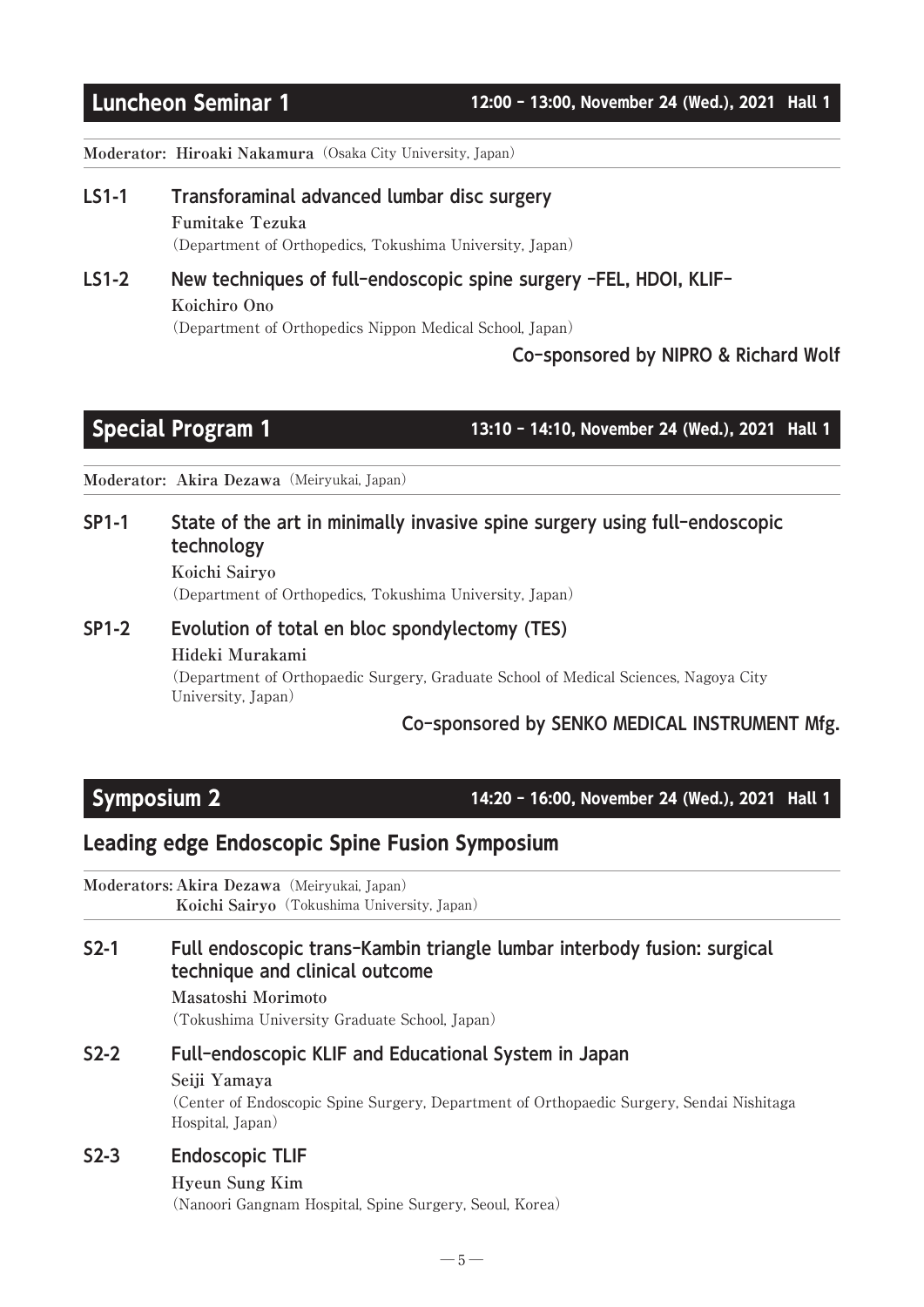## Luncheon Seminar 1

**12:00 – 13:00, November 24 (Wed.), 2021 Hall 1**

**Moderator: Hiroaki Nakamura** (Osaka City University, Japan)

### LS1-1 Transforaminal advanced lumbar disc surgery

**Fumitake Tezuka**
(Department of Orthopedics, Tokushima University, Japan)

### LS1-2 New techniques of full-endoscopic spine surgery –FEL, HDOI, KLIF–

**Koichiro Ono**
(Department of Orthopedics Nippon Medical School, Japan)

**Co-sponsored by NIPRO & Richard Wolf**

## Special Program 1

**13:10 – 14:10, November 24 (Wed.), 2021 Hall 1**

**Moderator: Akira Dezawa** (Meiryukai, Japan)

### SP1-1 State of the art in minimally invasive spine surgery using full-endoscopic technology

**Koichi Sairyo**
(Department of Orthopedics, Tokushima University, Japan)

### SP1-2 Evolution of total en bloc spondylectomy (TES)

**Hideki Murakami**
(Department of Orthopaedic Surgery, Graduate School of Medical Sciences, Nagoya City University, Japan)

**Co-sponsored by SENKO MEDICAL INSTRUMENT Mfg.**

## Symposium 2

**14:20 – 16:00, November 24 (Wed.), 2021 Hall 1**

### Leading edge Endoscopic Spine Fusion Symposium

**Moderators: Akira Dezawa** (Meiryukai, Japan)
**Koichi Sairyo** (Tokushima University, Japan)

### S2-1 Full endoscopic trans-Kambin triangle lumbar interbody fusion: surgical technique and clinical outcome

**Masatoshi Morimoto**
(Tokushima University Graduate School, Japan)

### S2-2 Full-endoscopic KLIF and Educational System in Japan

**Seiji Yamaya**
(Center of Endoscopic Spine Surgery, Department of Orthopaedic Surgery, Sendai Nishitaga Hospital, Japan)

### S2-3 Endoscopic TLIF

**Hyeun Sung Kim**
(Nanoori Gangnam Hospital, Spine Surgery, Seoul, Korea)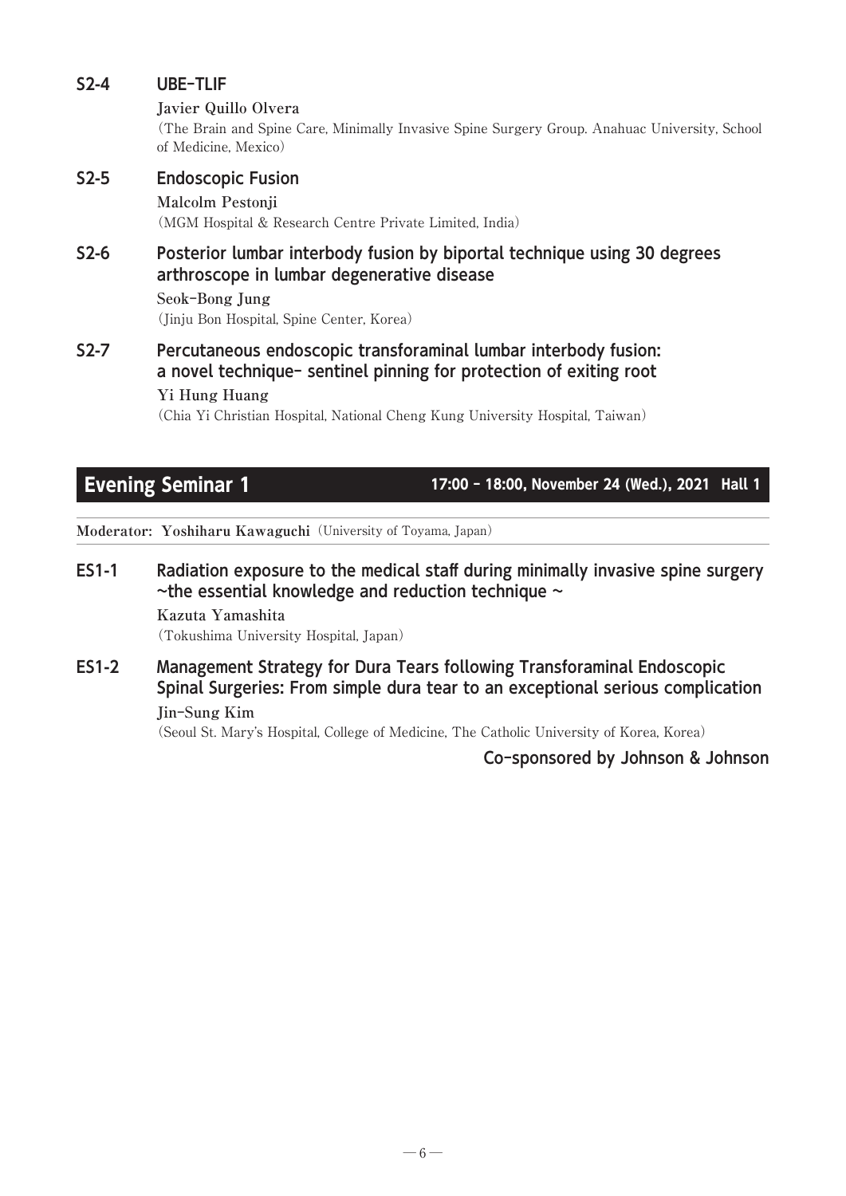**S2-4 UBE-TLIF**

**Javier Quillo Olvera**
(The Brain and Spine Care, Minimally Invasive Spine Surgery Group. Anahuac University, School of Medicine, Mexico)

**S2-5 Endoscopic Fusion**

**Malcolm Pestonji**
(MGM Hospital & Research Centre Private Limited, India)

**S2-6 Posterior lumbar interbody fusion by biportal technique using 30 degrees arthroscope in lumbar degenerative disease**

**Seok-Bong Jung**
(Jinju Bon Hospital, Spine Center, Korea)

**S2-7 Percutaneous endoscopic transforaminal lumbar interbody fusion: a novel technique- sentinel pinning for protection of exiting root**

**Yi Hung Huang**
(Chia Yi Christian Hospital, National Cheng Kung University Hospital, Taiwan)

## Evening Seminar 1

**17:00 - 18:00, November 24 (Wed.), 2021 Hall 1**

**Moderator: Yoshiharu Kawaguchi** (University of Toyama, Japan)

**ES1-1 Radiation exposure to the medical staff during minimally invasive spine surgery ~the essential knowledge and reduction technique ~**

**Kazuta Yamashita**
(Tokushima University Hospital, Japan)

**ES1-2 Management Strategy for Dura Tears following Transforaminal Endoscopic Spinal Surgeries: From simple dura tear to an exceptional serious complication**

**Jin-Sung Kim**
(Seoul St. Mary's Hospital, College of Medicine, The Catholic University of Korea, Korea)

**Co-sponsored by Johnson & Johnson**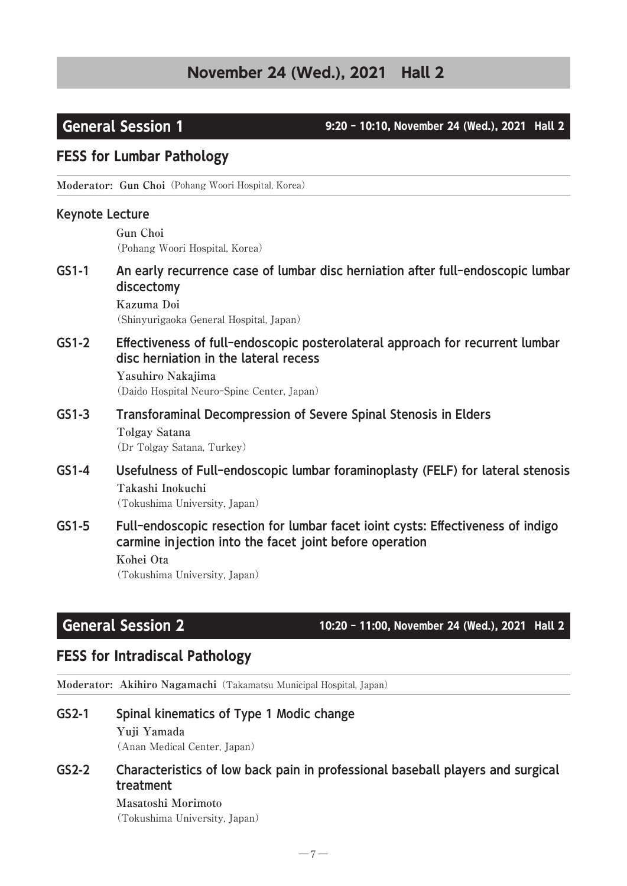# November 24 (Wed.), 2021 Hall 2

## General Session 1

**9:20 – 10:10, November 24 (Wed.), 2021 Hall 2**

### FESS for Lumbar Pathology

**Moderator: Gun Choi** (Pohang Woori Hospital, Korea)

**Keynote Lecture**

**Gun Choi**
(Pohang Woori Hospital, Korea)

**GS1-1 An early recurrence case of lumbar disc herniation after full-endoscopic lumbar discectomy**

**Kazuma Doi**
(Shinyurigaoka General Hospital, Japan)

**GS1-2 Effectiveness of full-endoscopic posterolateral approach for recurrent lumbar disc herniation in the lateral recess**

**Yasuhiro Nakajima**
(Daido Hospital Neuro-Spine Center, Japan)

**GS1-3 Transforaminal Decompression of Severe Spinal Stenosis in Elders**

**Tolgay Satana**
(Dr Tolgay Satana, Turkey)

**GS1-4 Usefulness of Full-endoscopic lumbar foraminoplasty (FELF) for lateral stenosis**

**Takashi Inokuchi**
(Tokushima University, Japan)

**GS1-5 Full-endoscopic resection for lumbar facet ioint cysts: Effectiveness of indigo carmine injection into the facet joint before operation**

**Kohei Ota**
(Tokushima University, Japan)

## General Session 2

**10:20 – 11:00, November 24 (Wed.), 2021 Hall 2**

### FESS for Intradiscal Pathology

**Moderator: Akihiro Nagamachi** (Takamatsu Municipal Hospital, Japan)

**GS2-1 Spinal kinematics of Type 1 Modic change**

**Yuji Yamada**
(Anan Medical Center, Japan)

**GS2-2 Characteristics of low back pain in professional baseball players and surgical treatment**

**Masatoshi Morimoto**
(Tokushima University, Japan)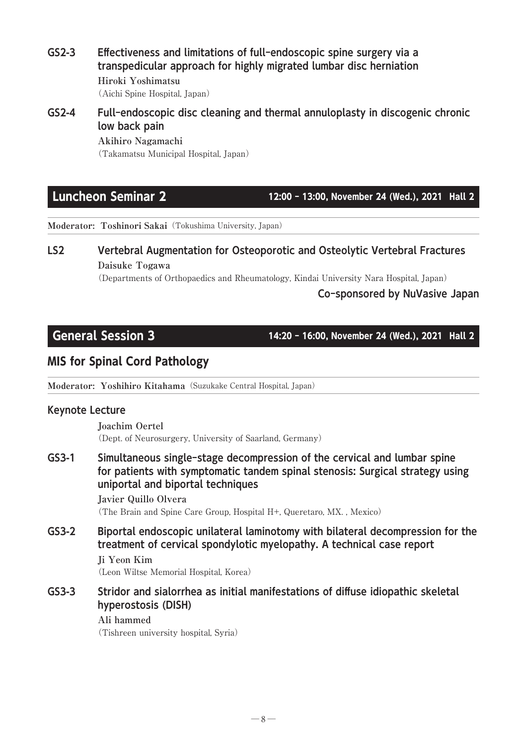**GS2-3 Effectiveness and limitations of full-endoscopic spine surgery via a transpedicular approach for highly migrated lumbar disc herniation**

Hiroki Yoshimatsu
(Aichi Spine Hospital, Japan)

**GS2-4 Full-endoscopic disc cleaning and thermal annuloplasty in discogenic chronic low back pain**

Akihiro Nagamachi
(Takamatsu Municipal Hospital, Japan)

## Luncheon Seminar 2

**12:00 – 13:00, November 24 (Wed.), 2021 Hall 2**

**Moderator: Toshinori Sakai** (Tokushima University, Japan)

**LS2 Vertebral Augmentation for Osteoporotic and Osteolytic Vertebral Fractures**

Daisuke Togawa
(Departments of Orthopaedics and Rheumatology, Kindai University Nara Hospital, Japan)

**Co-sponsored by NuVasive Japan**

## General Session 3

**14:20 – 16:00, November 24 (Wed.), 2021 Hall 2**

### MIS for Spinal Cord Pathology

**Moderator: Yoshihiro Kitahama** (Suzukake Central Hospital, Japan)

**Keynote Lecture**

Joachim Oertel
(Dept. of Neurosurgery, University of Saarland, Germany)

**GS3-1 Simultaneous single-stage decompression of the cervical and lumbar spine for patients with symptomatic tandem spinal stenosis: Surgical strategy using uniportal and biportal techniques**

Javier Quillo Olvera
(The Brain and Spine Care Group, Hospital H+, Queretaro, MX. , Mexico)

**GS3-2 Biportal endoscopic unilateral laminotomy with bilateral decompression for the treatment of cervical spondylotic myelopathy. A technical case report**

Ji Yeon Kim
(Leon Wiltse Memorial Hospital, Korea)

**GS3-3 Stridor and sialorrhea as initial manifestations of diffuse idiopathic skeletal hyperostosis (DISH)**

Ali hammed
(Tishreen university hospital, Syria)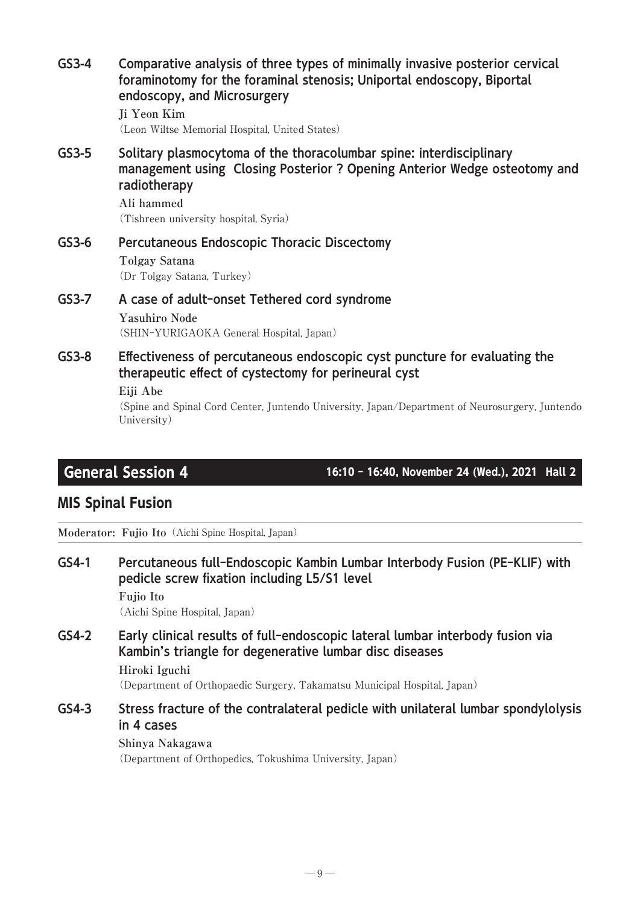**GS3-4** **Comparative analysis of three types of minimally invasive posterior cervical foraminotomy for the foraminal stenosis; Uniportal endoscopy, Biportal endoscopy, and Microsurgery**

Ji Yeon Kim
(Leon Wiltse Memorial Hospital, United States)

**GS3-5** **Solitary plasmocytoma of the thoracolumbar spine: interdisciplinary management using Closing Posterior ? Opening Anterior Wedge osteotomy and radiotherapy**

Ali hammed
(Tishreen university hospital, Syria)

**GS3-6** **Percutaneous Endoscopic Thoracic Discectomy**

Tolgay Satana
(Dr Tolgay Satana, Turkey)

**GS3-7** **A case of adult-onset Tethered cord syndrome**

Yasuhiro Node
(SHIN-YURIGAOKA General Hospital, Japan)

**GS3-8** **Effectiveness of percutaneous endoscopic cyst puncture for evaluating the therapeutic effect of cystectomy for perineural cyst**

Eiji Abe
(Spine and Spinal Cord Center, Juntendo University, Japan/Department of Neurosurgery, Juntendo University)

## General Session 4

**16:10 - 16:40, November 24 (Wed.), 2021 Hall 2**

### MIS Spinal Fusion

**Moderator: Fujio Ito** (Aichi Spine Hospital, Japan)

**GS4-1** **Percutaneous full-Endoscopic Kambin Lumbar Interbody Fusion (PE-KLIF) with pedicle screw fixation including L5/S1 level**

Fujio Ito
(Aichi Spine Hospital, Japan)

**GS4-2** **Early clinical results of full-endoscopic lateral lumbar interbody fusion via Kambin's triangle for degenerative lumbar disc diseases**

Hiroki Iguchi
(Department of Orthopaedic Surgery, Takamatsu Municipal Hospital, Japan)

**GS4-3** **Stress fracture of the contralateral pedicle with unilateral lumbar spondylolysis in 4 cases**

Shinya Nakagawa
(Department of Orthopedics, Tokushima University, Japan)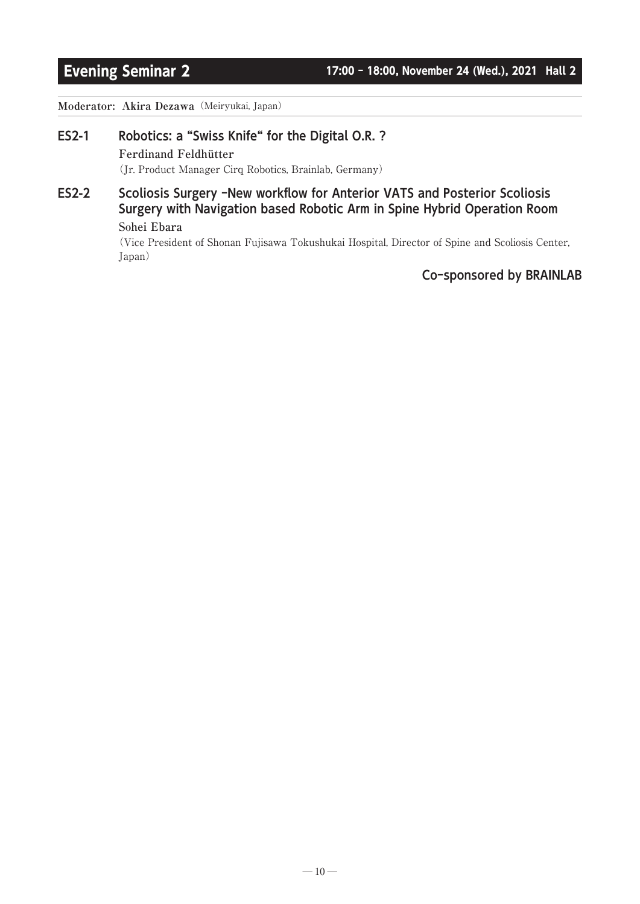# Evening Seminar 2

**17:00 – 18:00, November 24 (Wed.), 2021 Hall 2**

**Moderator: Akira Dezawa** (Meiryukai, Japan)

## ES2-1 Robotics: a "Swiss Knife" for the Digital O.R. ?

**Ferdinand Feldhütter**

(Jr. Product Manager Cirq Robotics, Brainlab, Germany)

## ES2-2 Scoliosis Surgery –New workflow for Anterior VATS and Posterior Scoliosis Surgery with Navigation based Robotic Arm in Spine Hybrid Operation Room

**Sohei Ebara**

(Vice President of Shonan Fujisawa Tokushukai Hospital, Director of Spine and Scoliosis Center, Japan)

**Co-sponsored by BRAINLAB**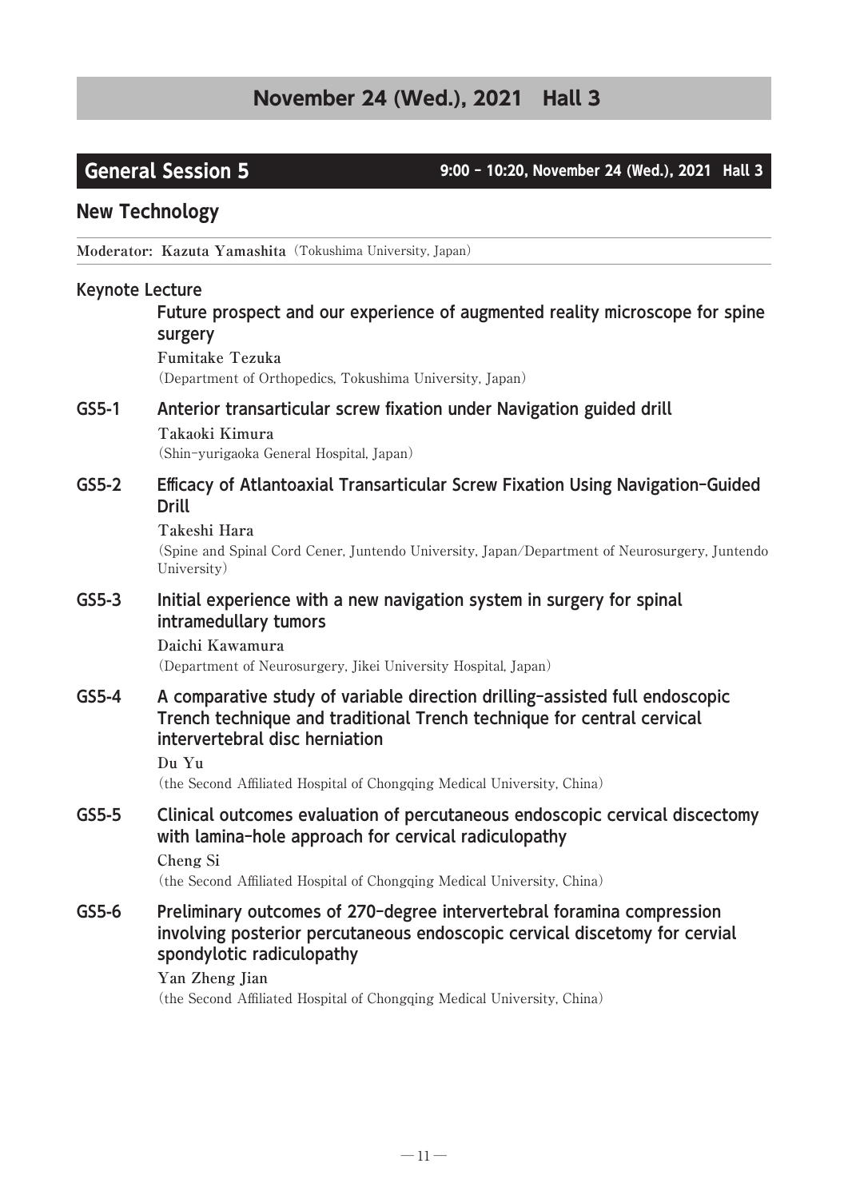# November 24 (Wed.), 2021　Hall 3

## General Session 5

**9:00 – 10:20, November 24 (Wed.), 2021　Hall 3**

### New Technology

**Moderator: Kazuta Yamashita** (Tokushima University, Japan)

**Keynote Lecture**

**Future prospect and our experience of augmented reality microscope for spine surgery**

**Fumitake Tezuka**
(Department of Orthopedics, Tokushima University, Japan)

**GS5-1　Anterior transarticular screw fixation under Navigation guided drill**

**Takaoki Kimura**
(Shin-yurigaoka General Hospital, Japan)

**GS5-2　Efficacy of Atlantoaxial Transarticular Screw Fixation Using Navigation-Guided Drill**

**Takeshi Hara**
(Spine and Spinal Cord Cener, Juntendo University, Japan/Department of Neurosurgery, Juntendo University)

**GS5-3　Initial experience with a new navigation system in surgery for spinal intramedullary tumors**

**Daichi Kawamura**
(Department of Neurosurgery, Jikei University Hospital, Japan)

**GS5-4　A comparative study of variable direction drilling-assisted full endoscopic Trench technique and traditional Trench technique for central cervical intervertebral disc herniation**

**Du Yu**
(the Second Affiliated Hospital of Chongqing Medical University, China)

**GS5-5　Clinical outcomes evaluation of percutaneous endoscopic cervical discectomy with lamina-hole approach for cervical radiculopathy**

**Cheng Si**
(the Second Affiliated Hospital of Chongqing Medical University, China)

**GS5-6　Preliminary outcomes of 270-degree intervertebral foramina compression involving posterior percutaneous endoscopic cervical discetomy for cervial spondylotic radiculopathy**

**Yan Zheng Jian**
(the Second Affiliated Hospital of Chongqing Medical University, China)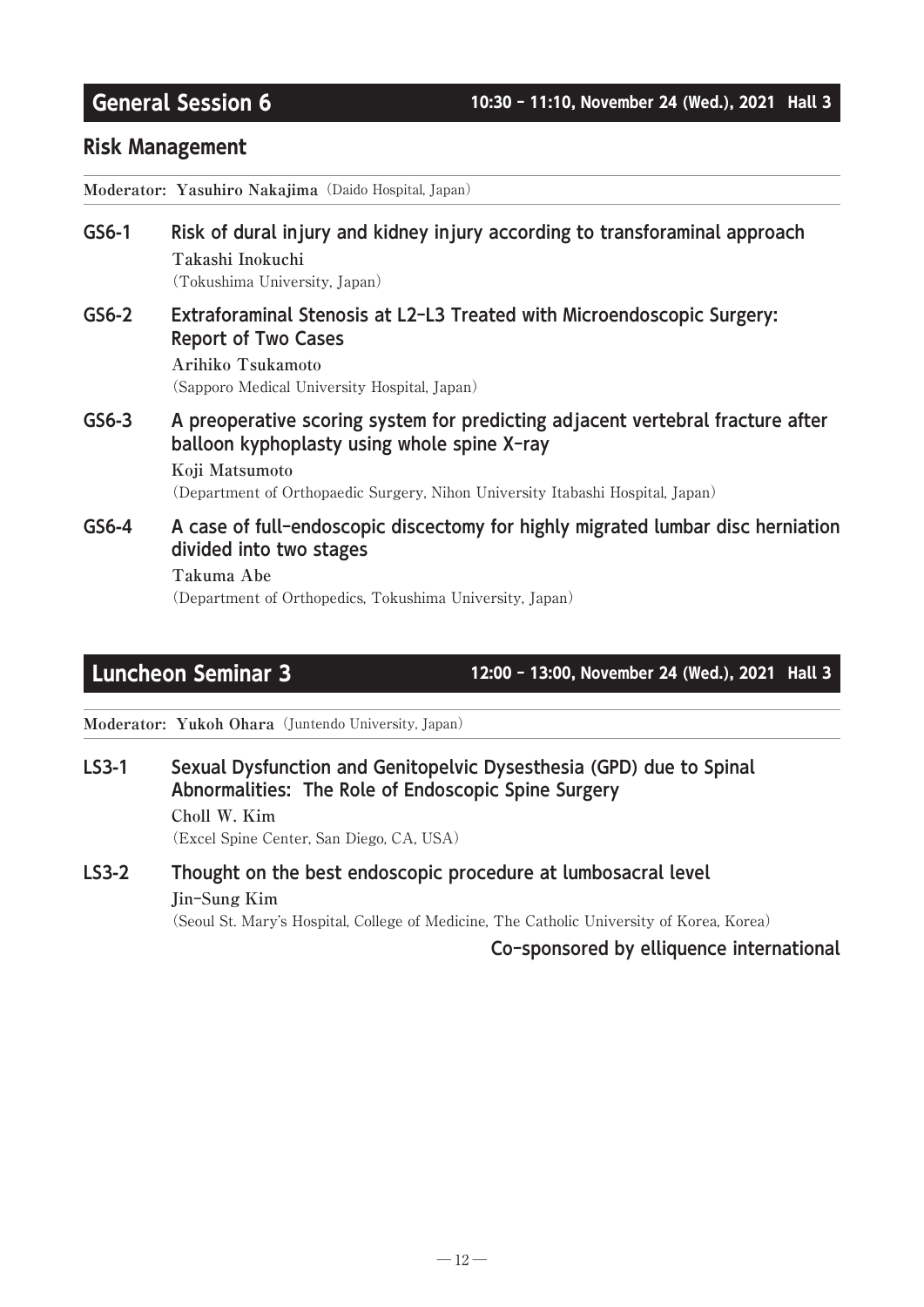## General Session 6

**10:30 – 11:10, November 24 (Wed.), 2021 Hall 3**

### Risk Management

**Moderator: Yasuhiro Nakajima** (Daido Hospital, Japan)

**GS6-1 Risk of dural injury and kidney injury according to transforaminal approach**
Takashi Inokuchi
(Tokushima University, Japan)

**GS6-2 Extraforaminal Stenosis at L2–L3 Treated with Microendoscopic Surgery: Report of Two Cases**
Arihiko Tsukamoto
(Sapporo Medical University Hospital, Japan)

**GS6-3 A preoperative scoring system for predicting adjacent vertebral fracture after balloon kyphoplasty using whole spine X-ray**
Koji Matsumoto
(Department of Orthopaedic Surgery, Nihon University Itabashi Hospital, Japan)

**GS6-4 A case of full-endoscopic discectomy for highly migrated lumbar disc herniation divided into two stages**
Takuma Abe
(Department of Orthopedics, Tokushima University, Japan)

## Luncheon Seminar 3

**12:00 – 13:00, November 24 (Wed.), 2021 Hall 3**

**Moderator: Yukoh Ohara** (Juntendo University, Japan)

**LS3-1 Sexual Dysfunction and Genitopelvic Dysesthesia (GPD) due to Spinal Abnormalities: The Role of Endoscopic Spine Surgery**
Choll W. Kim
(Excel Spine Center, San Diego, CA, USA)

**LS3-2 Thought on the best endoscopic procedure at lumbosacral level**
Jin-Sung Kim
(Seoul St. Mary's Hospital, College of Medicine, The Catholic University of Korea, Korea)

**Co-sponsored by elliquence international**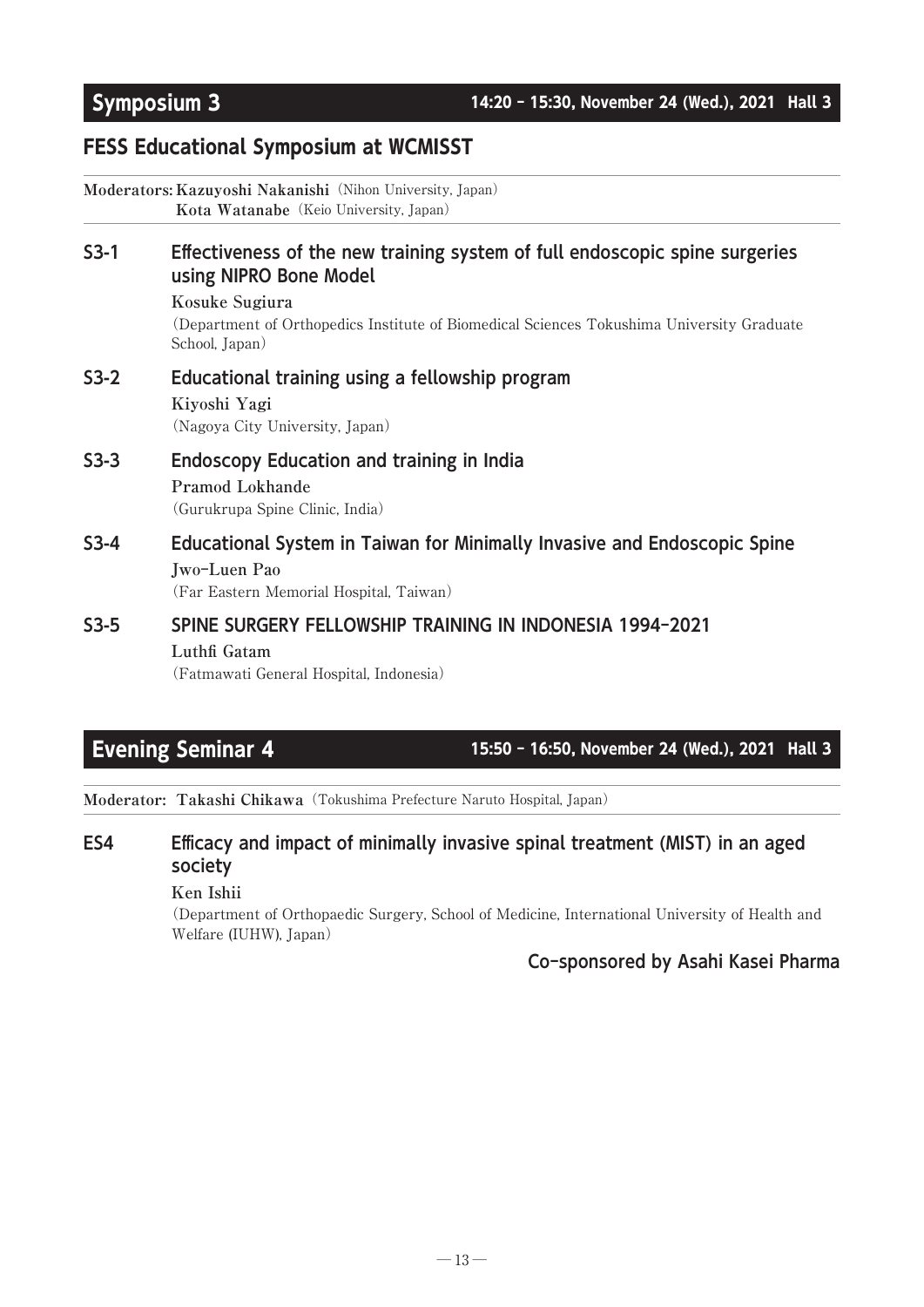## Symposium 3

**14:20 – 15:30, November 24 (Wed.), 2021 Hall 3**

### FESS Educational Symposium at WCMISST

**Moderators: Kazuyoshi Nakanishi** (Nihon University, Japan)
**Kota Watanabe** (Keio University, Japan)

**S3-1 Effectiveness of the new training system of full endoscopic spine surgeries using NIPRO Bone Model**

**Kosuke Sugiura**
(Department of Orthopedics Institute of Biomedical Sciences Tokushima University Graduate School, Japan)

**S3-2 Educational training using a fellowship program**

**Kiyoshi Yagi**
(Nagoya City University, Japan)

**S3-3 Endoscopy Education and training in India**

**Pramod Lokhande**
(Gurukrupa Spine Clinic, India)

**S3-4 Educational System in Taiwan for Minimally Invasive and Endoscopic Spine**

**Jwo-Luen Pao**
(Far Eastern Memorial Hospital, Taiwan)

**S3-5 SPINE SURGERY FELLOWSHIP TRAINING IN INDONESIA 1994-2021**

**Luthfi Gatam**
(Fatmawati General Hospital, Indonesia)

## Evening Seminar 4

**15:50 – 16:50, November 24 (Wed.), 2021 Hall 3**

**Moderator: Takashi Chikawa** (Tokushima Prefecture Naruto Hospital, Japan)

**ES4 Efficacy and impact of minimally invasive spinal treatment (MIST) in an aged society**

**Ken Ishii**
(Department of Orthopaedic Surgery, School of Medicine, International University of Health and Welfare (IUHW), Japan)

**Co-sponsored by Asahi Kasei Pharma**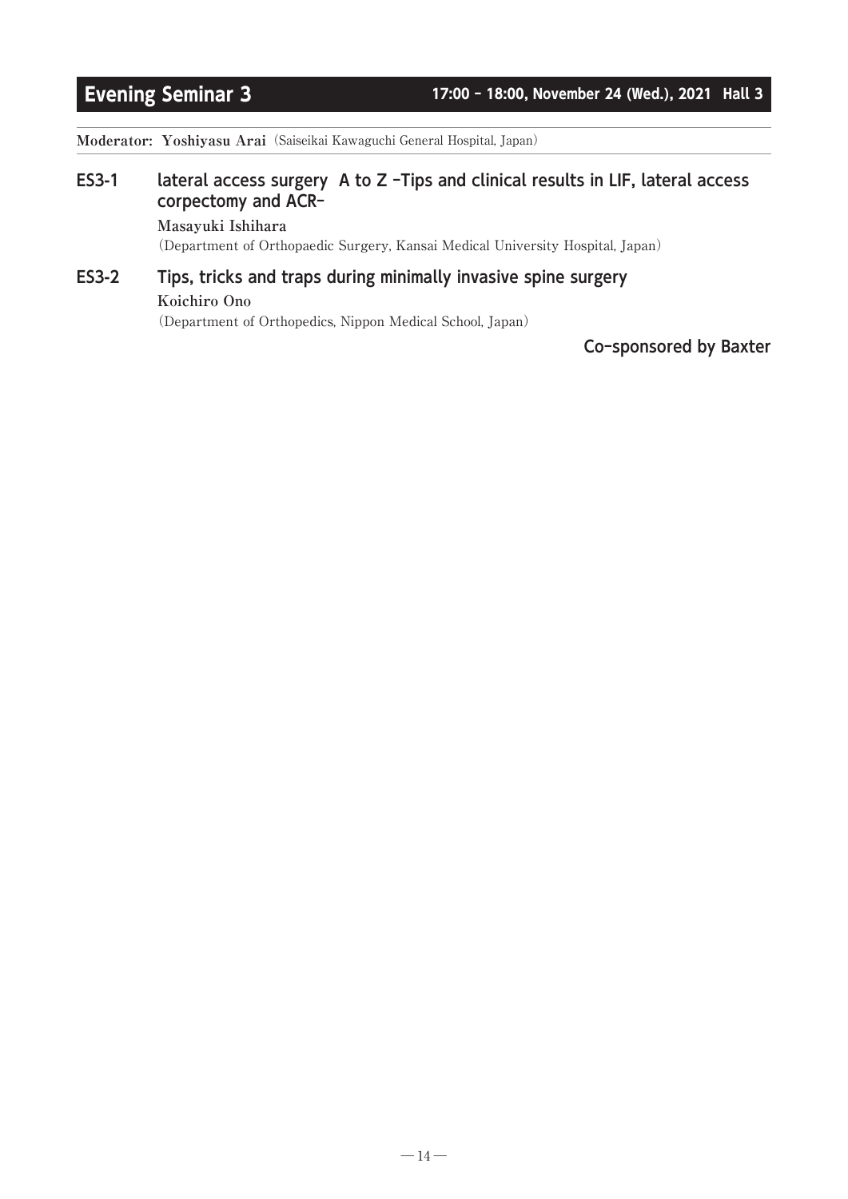# Evening Seminar 3

**17:00 – 18:00, November 24 (Wed.), 2021 Hall 3**

**Moderator: Yoshiyasu Arai** (Saiseikai Kawaguchi General Hospital, Japan)

## ES3-1 lateral access surgery A to Z –Tips and clinical results in LIF, lateral access corpectomy and ACR–

**Masayuki Ishihara**
(Department of Orthopaedic Surgery, Kansai Medical University Hospital, Japan)

## ES3-2 Tips, tricks and traps during minimally invasive spine surgery

**Koichiro Ono**
(Department of Orthopedics, Nippon Medical School, Japan)

**Co-sponsored by Baxter**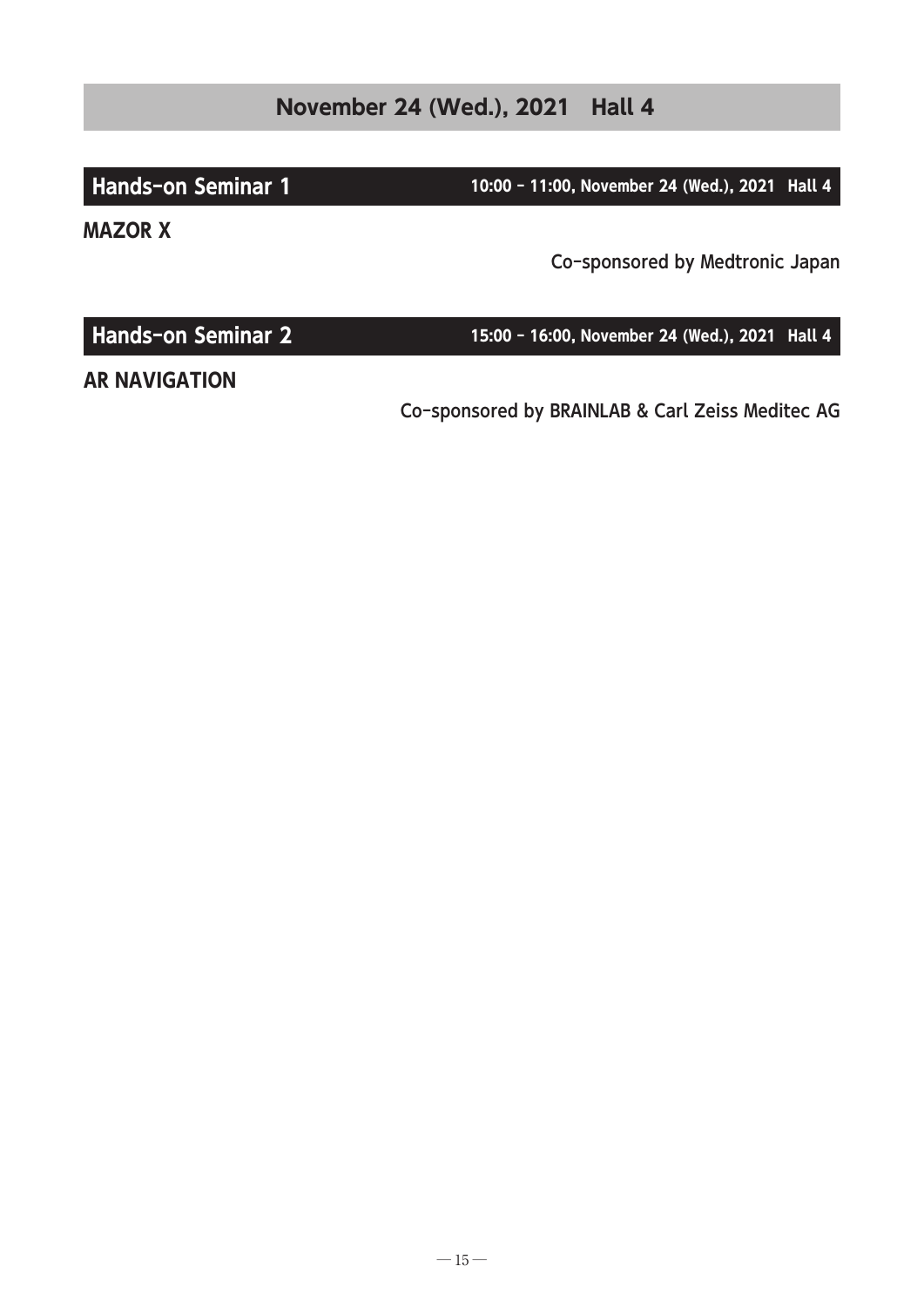# November 24 (Wed.), 2021　Hall 4

## Hands-on Seminar 1

10:00 – 11:00, November 24 (Wed.), 2021　Hall 4

**MAZOR X**

Co-sponsored by Medtronic Japan

## Hands-on Seminar 2

15:00 – 16:00, November 24 (Wed.), 2021　Hall 4

**AR NAVIGATION**

Co-sponsored by BRAINLAB & Carl Zeiss Meditec AG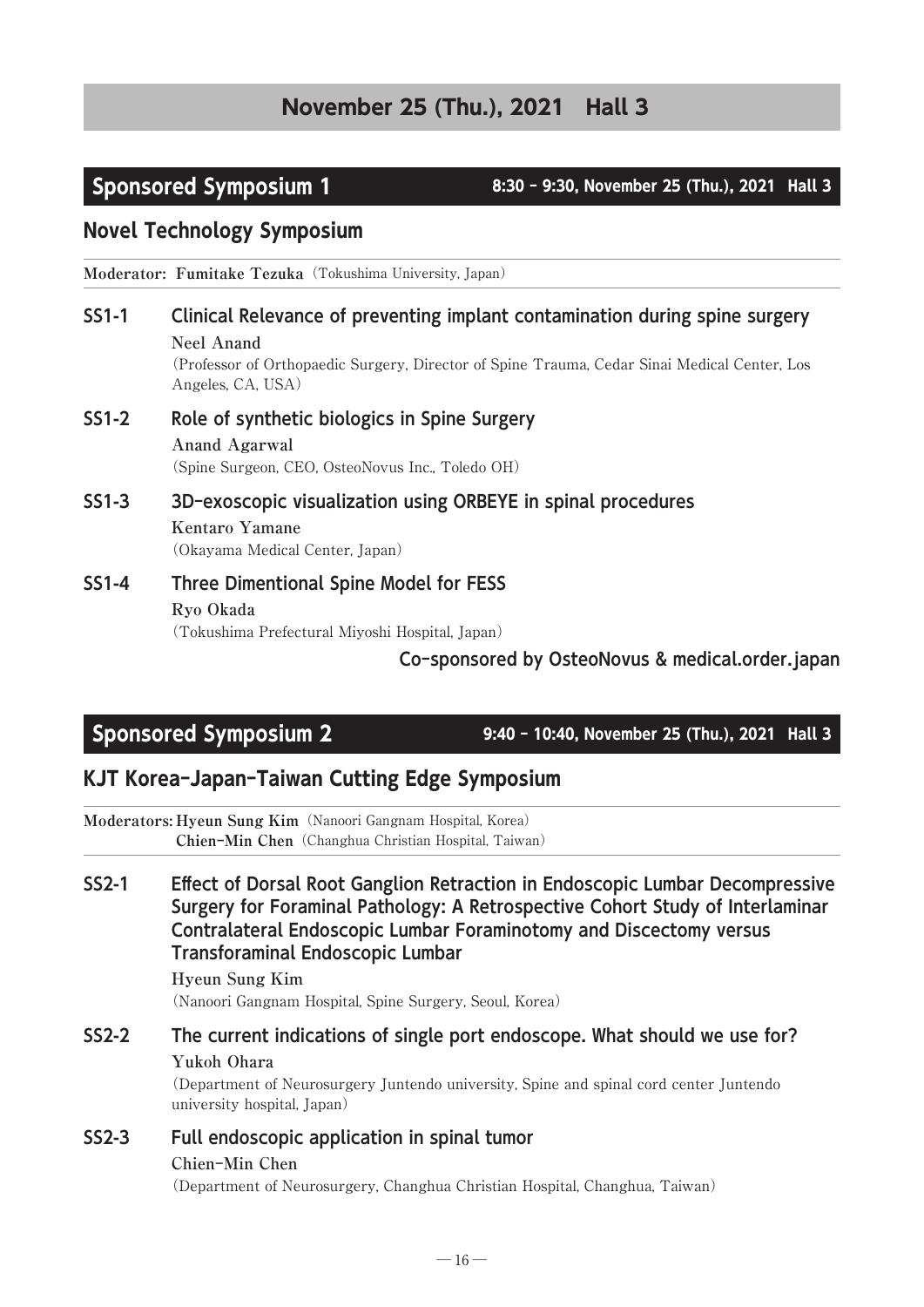# November 25 (Thu.), 2021 Hall 3

## Sponsored Symposium 1

**8:30 – 9:30, November 25 (Thu.), 2021 Hall 3**

### Novel Technology Symposium

**Moderator: Fumitake Tezuka** (Tokushima University, Japan)

**SS1-1 Clinical Relevance of preventing implant contamination during spine surgery**

**Neel Anand**

(Professor of Orthopaedic Surgery, Director of Spine Trauma, Cedar Sinai Medical Center, Los Angeles, CA, USA)

**SS1-2 Role of synthetic biologics in Spine Surgery**

**Anand Agarwal**

(Spine Surgeon, CEO, OsteoNovus Inc., Toledo OH)

**SS1-3 3D-exoscopic visualization using ORBEYE in spinal procedures**

**Kentaro Yamane**

(Okayama Medical Center, Japan)

**SS1-4 Three Dimentional Spine Model for FESS**

**Ryo Okada**

(Tokushima Prefectural Miyoshi Hospital, Japan)

**Co-sponsored by OsteoNovus & medical.order.japan**

## Sponsored Symposium 2

**9:40 – 10:40, November 25 (Thu.), 2021 Hall 3**

### KJT Korea-Japan-Taiwan Cutting Edge Symposium

**Moderators: Hyeun Sung Kim** (Nanoori Gangnam Hospital, Korea)
**Chien-Min Chen** (Changhua Christian Hospital, Taiwan)

**SS2-1 Effect of Dorsal Root Ganglion Retraction in Endoscopic Lumbar Decompressive Surgery for Foraminal Pathology: A Retrospective Cohort Study of Interlaminar Contralateral Endoscopic Lumbar Foraminotomy and Discectomy versus Transforaminal Endoscopic Lumbar**

**Hyeun Sung Kim**

(Nanoori Gangnam Hospital, Spine Surgery, Seoul, Korea)

**SS2-2 The current indications of single port endoscope. What should we use for?**

**Yukoh Ohara**

(Department of Neurosurgery Juntendo university, Spine and spinal cord center Juntendo university hospital, Japan)

**SS2-3 Full endoscopic application in spinal tumor**

**Chien-Min Chen**

(Department of Neurosurgery, Changhua Christian Hospital, Changhua, Taiwan)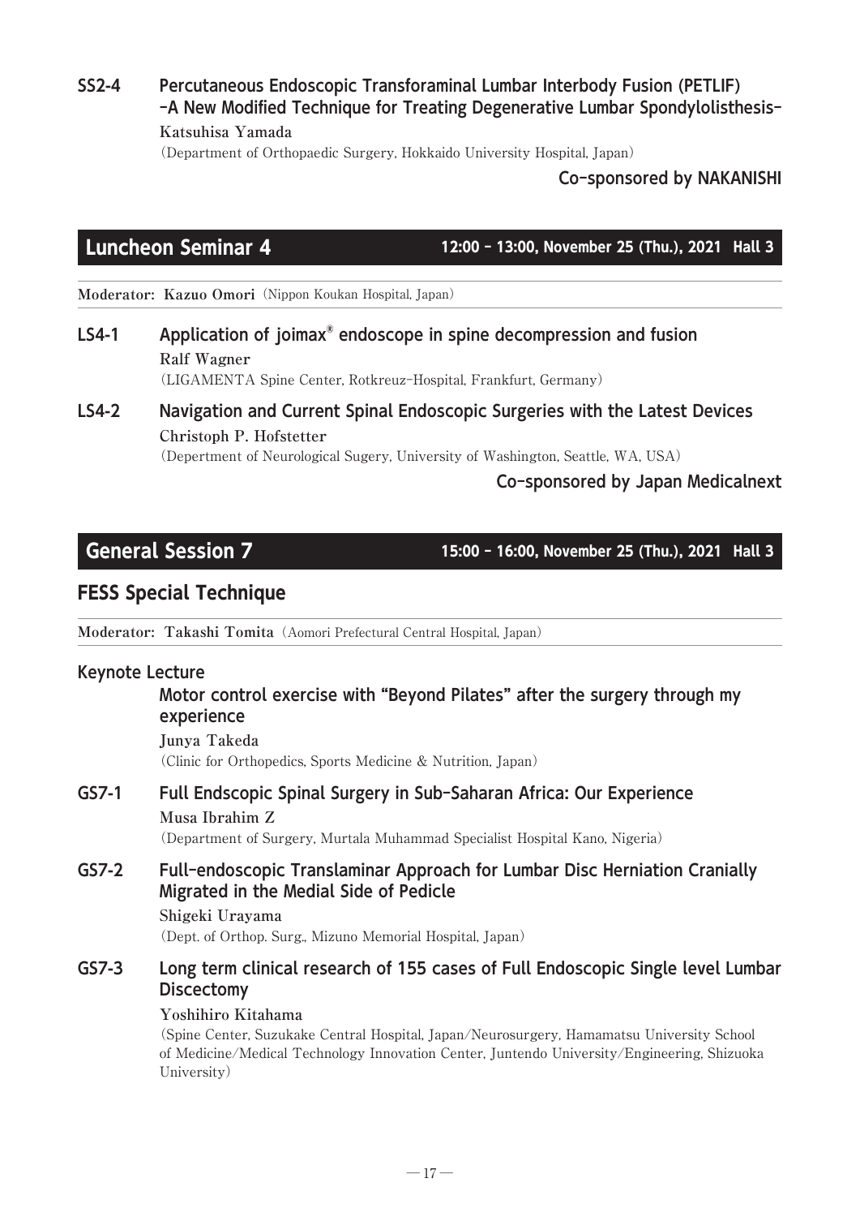**SS2-4** **Percutaneous Endoscopic Transforaminal Lumbar Interbody Fusion (PETLIF) –A New Modified Technique for Treating Degenerative Lumbar Spondylolisthesis–**

**Katsuhisa Yamada**

(Department of Orthopaedic Surgery, Hokkaido University Hospital, Japan)

**Co-sponsored by NAKANISHI**

## Luncheon Seminar 4

**12:00 - 13:00, November 25 (Thu.), 2021 Hall 3**

**Moderator: Kazuo Omori** (Nippon Koukan Hospital, Japan)

**LS4-1** **Application of joimax® endoscope in spine decompression and fusion**

**Ralf Wagner**

(LIGAMENTA Spine Center, Rotkreuz-Hospital, Frankfurt, Germany)

**LS4-2** **Navigation and Current Spinal Endoscopic Surgeries with the Latest Devices**

**Christoph P. Hofstetter**

(Depertment of Neurological Sugery, University of Washington, Seattle, WA, USA)

**Co-sponsored by Japan Medicalnext**

## General Session 7

**15:00 - 16:00, November 25 (Thu.), 2021 Hall 3**

### FESS Special Technique

**Moderator: Takashi Tomita** (Aomori Prefectural Central Hospital, Japan)

**Keynote Lecture**

**Motor control exercise with "Beyond Pilates" after the surgery through my experience**

**Junya Takeda**

(Clinic for Orthopedics, Sports Medicine & Nutrition, Japan)

**GS7-1** **Full Endscopic Spinal Surgery in Sub-Saharan Africa: Our Experience**

**Musa Ibrahim Z**

(Department of Surgery, Murtala Muhammad Specialist Hospital Kano, Nigeria)

**GS7-2** **Full-endoscopic Translaminar Approach for Lumbar Disc Herniation Cranially Migrated in the Medial Side of Pedicle**

**Shigeki Urayama**

(Dept. of Orthop. Surg., Mizuno Memorial Hospital, Japan)

**GS7-3** **Long term clinical research of 155 cases of Full Endoscopic Single level Lumbar Discectomy**

**Yoshihiro Kitahama**

(Spine Center, Suzukake Central Hospital, Japan/Neurosurgery, Hamamatsu University School of Medicine/Medical Technology Innovation Center, Juntendo University/Engineering, Shizuoka University)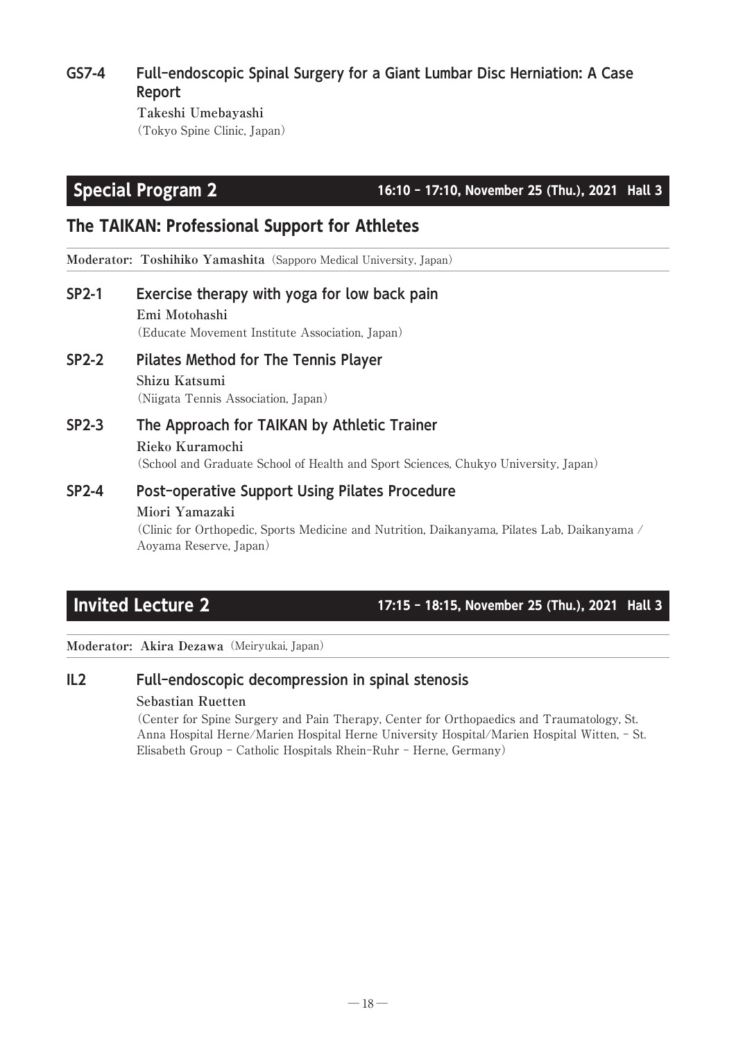**GS7-4 Full-endoscopic Spinal Surgery for a Giant Lumbar Disc Herniation: A Case Report**

Takeshi Umebayashi
(Tokyo Spine Clinic, Japan)

## Special Program 2 — 16:10 – 17:10, November 25 (Thu.), 2021 Hall 3

### The TAIKAN: Professional Support for Athletes

**Moderator: Toshihiko Yamashita** (Sapporo Medical University, Japan)

**SP2-1 Exercise therapy with yoga for low back pain**

Emi Motohashi
(Educate Movement Institute Association, Japan)

**SP2-2 Pilates Method for The Tennis Player**

Shizu Katsumi
(Niigata Tennis Association, Japan)

**SP2-3 The Approach for TAIKAN by Athletic Trainer**

Rieko Kuramochi
(School and Graduate School of Health and Sport Sciences, Chukyo University, Japan)

**SP2-4 Post-operative Support Using Pilates Procedure**

Miori Yamazaki
(Clinic for Orthopedic, Sports Medicine and Nutrition, Daikanyama, Pilates Lab, Daikanyama / Aoyama Reserve, Japan)

## Invited Lecture 2 — 17:15 – 18:15, November 25 (Thu.), 2021 Hall 3

**Moderator: Akira Dezawa** (Meiryukai, Japan)

**IL2 Full-endoscopic decompression in spinal stenosis**

Sebastian Ruetten
(Center for Spine Surgery and Pain Therapy, Center for Orthopaedics and Traumatology, St. Anna Hospital Herne/Marien Hospital Herne University Hospital/Marien Hospital Witten, - St. Elisabeth Group - Catholic Hospitals Rhein-Ruhr - Herne, Germany)